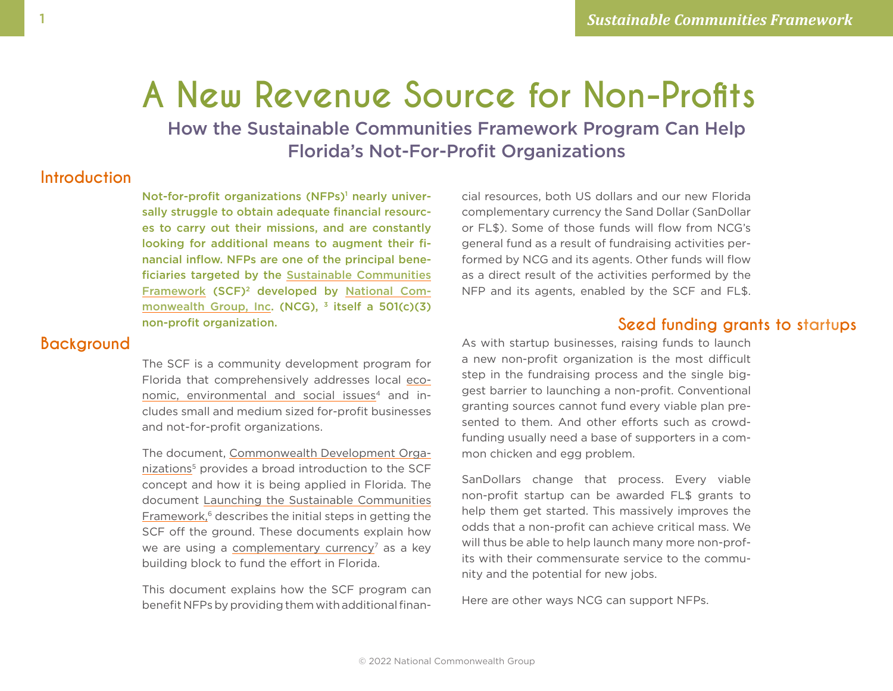# A New Revenue Source for Non-Profits

## How the Sustainable Communities Framework Program Can Help Florida's Not-For-Profit Organizations

### Introduction

**Not-for-profit organizations (NFPs)[1] nearly universally struggle to obtain adequate financial resources to carry out their missions, and are constantly looking for additional means to augment their financial inflow. NFPs are one of the principal beneficiaries targeted by the Sustainable Communities Framework (SCF)[2] developed by National Commonwealth Group, Inc. (NCG), [3] itself a 501(c)(3) non-profit organization.**

### Background

The SCF is a community development program for Florida that comprehensively addresses local economic, environmental and social issues[4] and includes small and medium sized for-profit businesses and not-for-profit organizations.

The document, Commonwealth Development Organizations[5] provides a broad introduction to the SCF concept and how it is being applied in Florida. The document Launching the Sustainable Communities Framework,[6] describes the initial steps in getting the SCF off the ground. These documents explain how we are using a complementary currency[7] as a key building block to fund the effort in Florida.

This document explains how the SCF program can benefit NFPs by providing them with additional financial resources, both US dollars and our new Florida complementary currency the Sand Dollar (SanDollar or FL$). Some of those funds will flow from NCG's general fund as a result of fundraising activities performed by NCG and its agents. Other funds will flow as a direct result of the activities performed by the NFP and its agents, enabled by the SCF and FL$.

### Seed funding grants to startups

As with startup businesses, raising funds to launch a new non-profit organization is the most difficult step in the fundraising process and the single biggest barrier to launching a non-profit. Conventional granting sources cannot fund every viable plan presented to them. And other efforts such as crowdfunding usually need a base of supporters in a common chicken and egg problem.

SanDollars change that process. Every viable non-profit startup can be awarded FL$ grants to help them get started. This massively improves the odds that a non-profit can achieve critical mass. We will thus be able to help launch many more non-profits with their commensurate service to the community and the potential for new jobs.

Here are other ways NCG can support NFPs.

© 2022 National Commonwealth Group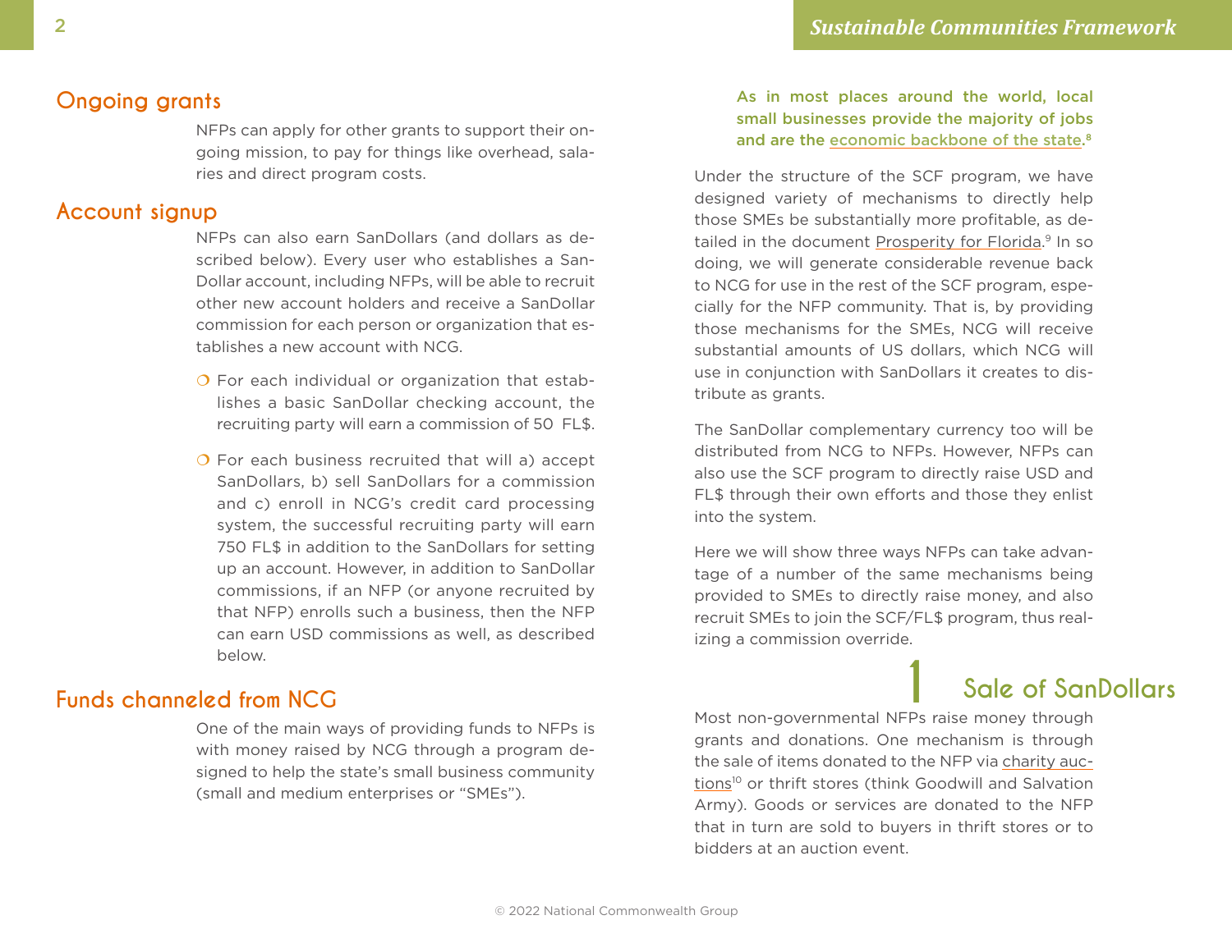## Ongoing grants

NFPs can apply for other grants to support their ongoing mission, to pay for things like overhead, salaries and direct program costs.

## Account signup

NFPs can also earn SanDollars (and dollars as described below). Every user who establishes a SanDollar account, including NFPs, will be able to recruit other new account holders and receive a SanDollar commission for each person or organization that establishes a new account with NCG.

- For each individual or organization that establishes a basic SanDollar checking account, the recruiting party will earn a commission of 50 FL$.
- For each business recruited that will a) accept SanDollars, b) sell SanDollars for a commission and c) enroll in NCG's credit card processing system, the successful recruiting party will earn 750 FL$ in addition to the SanDollars for setting up an account. However, in addition to SanDollar commissions, if an NFP (or anyone recruited by that NFP) enrolls such a business, then the NFP can earn USD commissions as well, as described below.

## Funds channeled from NCG

One of the main ways of providing funds to NFPs is with money raised by NCG through a program designed to help the state's small business community (small and medium enterprises or "SMEs").

**As in most places around the world, local small businesses provide the majority of jobs and are the economic backbone of the state.[8]**

Under the structure of the SCF program, we have designed variety of mechanisms to directly help those SMEs be substantially more profitable, as detailed in the document Prosperity for Florida.[9] In so doing, we will generate considerable revenue back to NCG for use in the rest of the SCF program, especially for the NFP community. That is, by providing those mechanisms for the SMEs, NCG will receive substantial amounts of US dollars, which NCG will use in conjunction with SanDollars it creates to distribute as grants.

The SanDollar complementary currency too will be distributed from NCG to NFPs. However, NFPs can also use the SCF program to directly raise USD and FL$ through their own efforts and those they enlist into the system.

Here we will show three ways NFPs can take advantage of a number of the same mechanisms being provided to SMEs to directly raise money, and also recruit SMEs to join the SCF/FL$ program, thus realizing a commission override.

## 1 Sale of SanDollars

Most non-governmental NFPs raise money through grants and donations. One mechanism is through the sale of items donated to the NFP via charity auctions[10] or thrift stores (think Goodwill and Salvation Army). Goods or services are donated to the NFP that in turn are sold to buyers in thrift stores or to bidders at an auction event.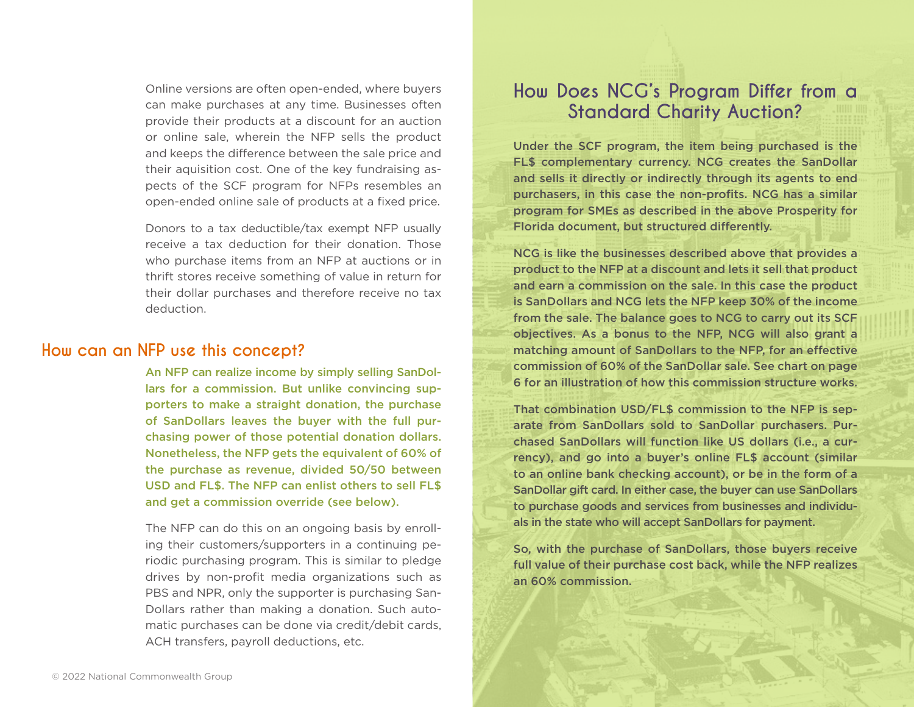Online versions are often open-ended, where buyers can make purchases at any time. Businesses often provide their products at a discount for an auction or online sale, wherein the NFP sells the product and keeps the difference between the sale price and their aquisition cost. One of the key fundraising aspects of the SCF program for NFPs resembles an open-ended online sale of products at a fixed price.

Donors to a tax deductible/tax exempt NFP usually receive a tax deduction for their donation. Those who purchase items from an NFP at auctions or in thrift stores receive something of value in return for their dollar purchases and therefore receive no tax deduction.

## How can an NFP use this concept?

**An NFP can realize income by simply selling SanDollars for a commission. But unlike convincing supporters to make a straight donation, the purchase of SanDollars leaves the buyer with the full purchasing power of those potential donation dollars. Nonetheless, the NFP gets the equivalent of 60% of the purchase as revenue, divided 50/50 between USD and FL$. The NFP can enlist others to sell FL$ and get a commission override (see below).**

The NFP can do this on an ongoing basis by enrolling their customers/supporters in a continuing periodic purchasing program. This is similar to pledge drives by non-profit media organizations such as PBS and NPR, only the supporter is purchasing SanDollars rather than making a donation. Such automatic purchases can be done via credit/debit cards, ACH transfers, payroll deductions, etc.

## How Does NCG's Program Differ from a Standard Charity Auction?

**Under the SCF program, the item being purchased is the FL$ complementary currency. NCG creates the SanDollar and sells it directly or indirectly through its agents to end purchasers, in this case the non-profits. NCG has a similar program for SMEs as described in the above Prosperity for Florida document, but structured differently.**

**NCG is like the businesses described above that provides a product to the NFP at a discount and lets it sell that product and earn a commission on the sale. In this case the product is SanDollars and NCG lets the NFP keep 30% of the income from the sale. The balance goes to NCG to carry out its SCF objectives. As a bonus to the NFP, NCG will also grant a matching amount of SanDollars to the NFP, for an effective commission of 60% of the SanDollar sale. See chart on page 6 for an illustration of how this commission structure works.**

**That combination USD/FL$ commission to the NFP is separate from SanDollars sold to SanDollar purchasers. Purchased SanDollars will function like US dollars (i.e., a currency), and go into a buyer's online FL$ account (similar to an online bank checking account), or be in the form of a SanDollar gift card. In either case, the buyer can use SanDollars to purchase goods and services from businesses and individuals in the state who will accept SanDollars for payment.**

**So, with the purchase of SanDollars, those buyers receive full value of their purchase cost back, while the NFP realizes an 60% commission.**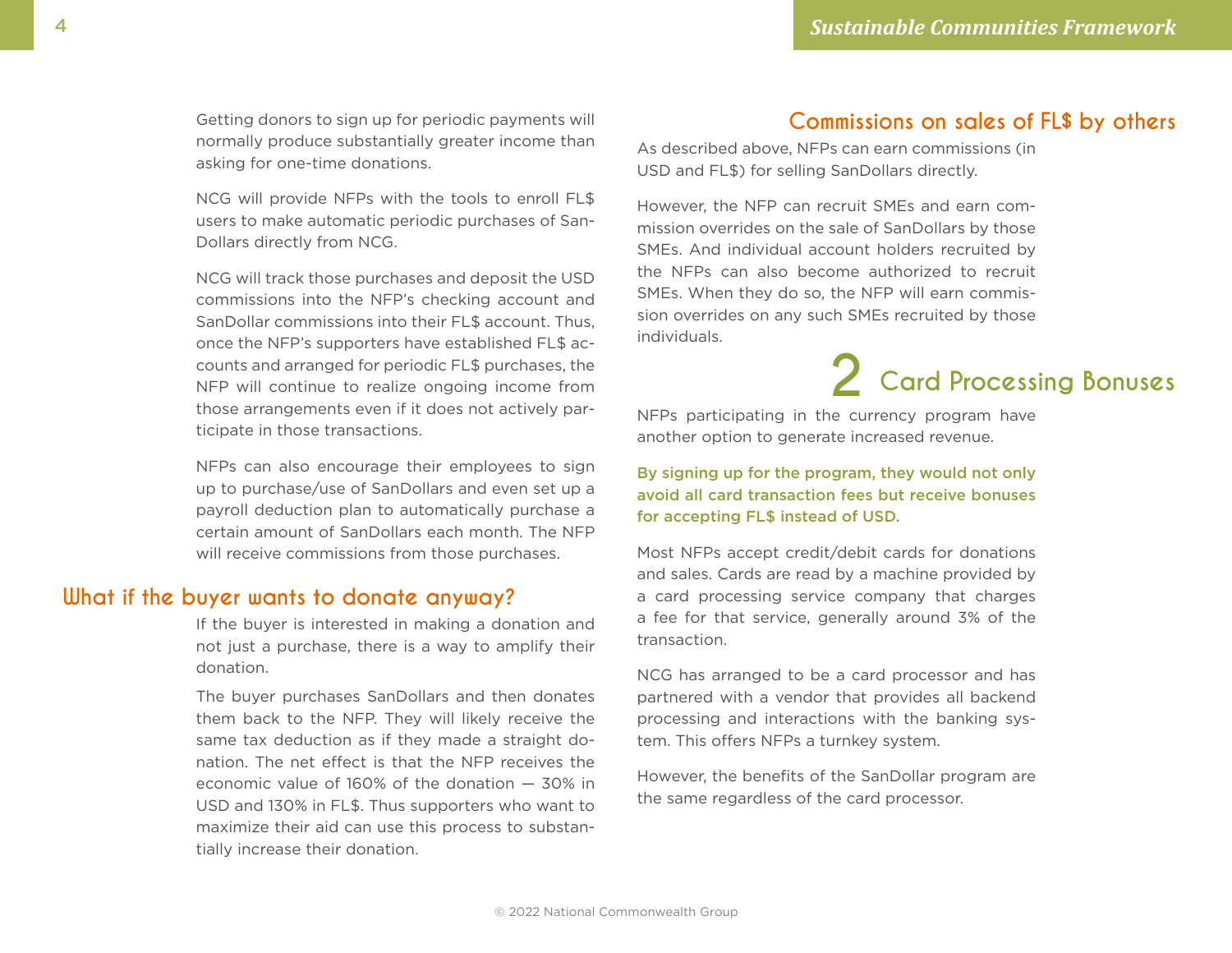Getting donors to sign up for periodic payments will normally produce substantially greater income than asking for one-time donations.

NCG will provide NFPs with the tools to enroll FL$ users to make automatic periodic purchases of SanDollars directly from NCG.

NCG will track those purchases and deposit the USD commissions into the NFP's checking account and SanDollar commissions into their FL$ account. Thus, once the NFP's supporters have established FL$ accounts and arranged for periodic FL$ purchases, the NFP will continue to realize ongoing income from those arrangements even if it does not actively participate in those transactions.

NFPs can also encourage their employees to sign up to purchase/use of SanDollars and even set up a payroll deduction plan to automatically purchase a certain amount of SanDollars each month. The NFP will receive commissions from those purchases.

### What if the buyer wants to donate anyway?

If the buyer is interested in making a donation and not just a purchase, there is a way to amplify their donation.

The buyer purchases SanDollars and then donates them back to the NFP. They will likely receive the same tax deduction as if they made a straight donation. The net effect is that the NFP receives the economic value of 160% of the donation — 30% in USD and 130% in FL$. Thus supporters who want to maximize their aid can use this process to substantially increase their donation.

### Commissions on sales of FL$ by others

As described above, NFPs can earn commissions (in USD and FL$) for selling SanDollars directly.

However, the NFP can recruit SMEs and earn commission overrides on the sale of SanDollars by those SMEs. And individual account holders recruited by the NFPs can also become authorized to recruit SMEs. When they do so, the NFP will earn commission overrides on any such SMEs recruited by those individuals.

## 2 Card Processing Bonuses

NFPs participating in the currency program have another option to generate increased revenue.

**By signing up for the program, they would not only avoid all card transaction fees but receive bonuses for accepting FL$ instead of USD.**

Most NFPs accept credit/debit cards for donations and sales. Cards are read by a machine provided by a card processing service company that charges a fee for that service, generally around 3% of the transaction.

NCG has arranged to be a card processor and has partnered with a vendor that provides all backend processing and interactions with the banking system. This offers NFPs a turnkey system.

However, the benefits of the SanDollar program are the same regardless of the card processor.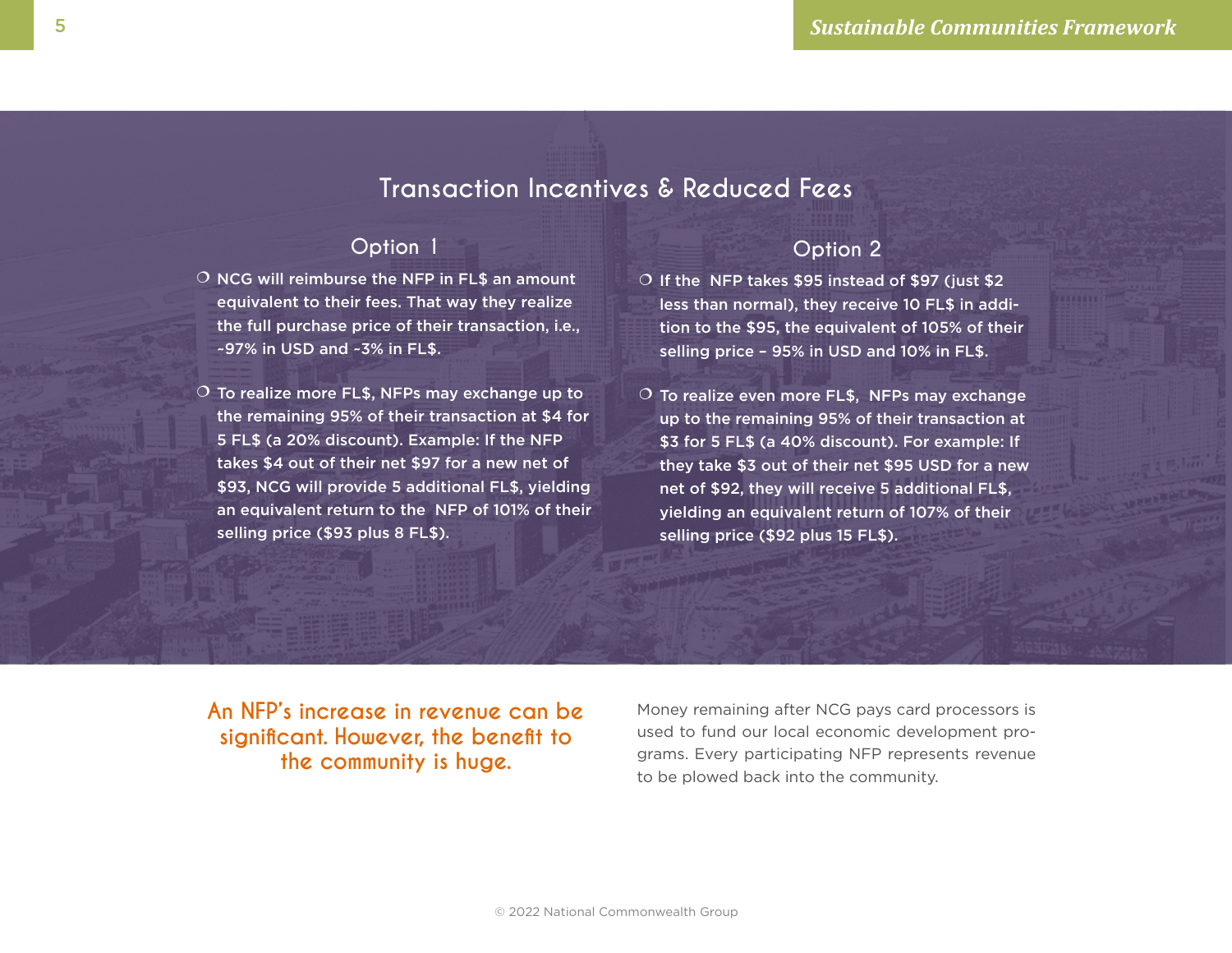## Transaction Incentives & Reduced Fees

### Option 1

- NCG will reimburse the NFP in FL$ an amount equivalent to their fees. That way they realize the full purchase price of their transaction, i.e., ~97% in USD and ~3% in FL$.
- To realize more FL$, NFPs may exchange up to the remaining 95% of their transaction at $4 for 5 FL$ (a 20% discount). Example: If the NFP takes $4 out of their net $97 for a new net of $93, NCG will provide 5 additional FL$, yielding an equivalent return to the NFP of 101% of their selling price ($93 plus 8 FL$).

### Option 2

- If the NFP takes $95 instead of $97 (just $2 less than normal), they receive 10 FL$ in addition to the $95, the equivalent of 105% of their selling price – 95% in USD and 10% in FL$.
- To realize even more FL$, NFPs may exchange up to the remaining 95% of their transaction at $3 for 5 FL$ (a 40% discount). For example: If they take $3 out of their net $95 USD for a new net of $92, they will receive 5 additional FL$, yielding an equivalent return of 107% of their selling price ($92 plus 15 FL$).

**An NFP's increase in revenue can be significant. However, the benefit to the community is huge.**

Money remaining after NCG pays card processors is used to fund our local economic development programs. Every participating NFP represents revenue to be plowed back into the community.

© 2022 National Commonwealth Group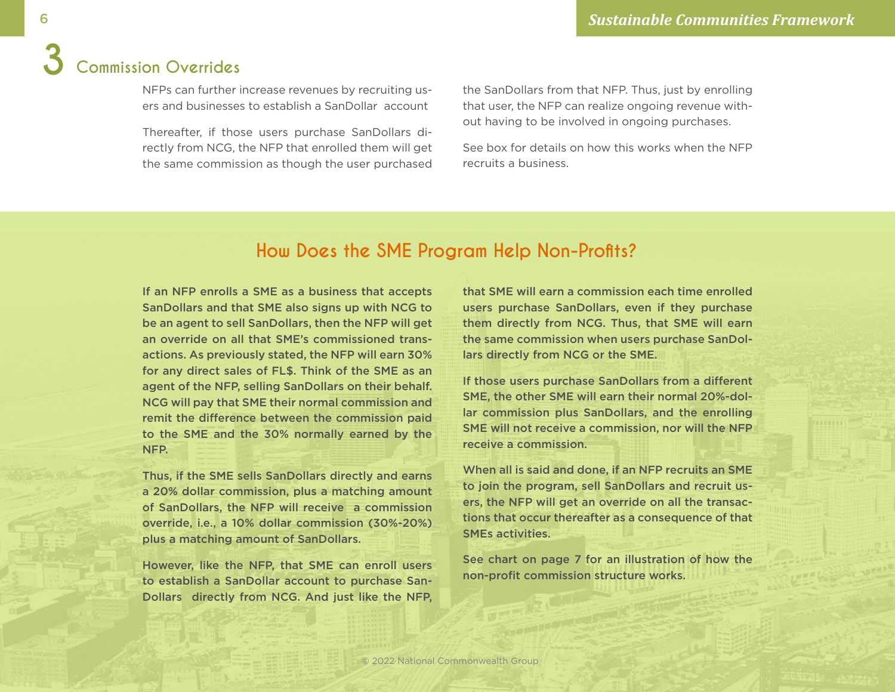## 3 Commission Overrides

NFPs can further increase revenues by recruiting users and businesses to establish a SanDollar account

Thereafter, if those users purchase SanDollars directly from NCG, the NFP that enrolled them will get the same commission as though the user purchased the SanDollars from that NFP. Thus, just by enrolling that user, the NFP can realize ongoing revenue without having to be involved in ongoing purchases.

See box for details on how this works when the NFP recruits a business.

## How Does the SME Program Help Non-Profits?

**If an NFP enrolls a SME as a business that accepts SanDollars and that SME also signs up with NCG to be an agent to sell SanDollars, then the NFP will get an override on all that SME's commissioned transactions. As previously stated, the NFP will earn 30% for any direct sales of FL$. Think of the SME as an agent of the NFP, selling SanDollars on their behalf. NCG will pay that SME their normal commission and remit the difference between the commission paid to the SME and the 30% normally earned by the NFP.**

**Thus, if the SME sells SanDollars directly and earns a 20% dollar commission, plus a matching amount of SanDollars, the NFP will receive a commission override, i.e., a 10% dollar commission (30%-20%) plus a matching amount of SanDollars.**

**However, like the NFP, that SME can enroll users to establish a SanDollar account to purchase SanDollars directly from NCG. And just like the NFP, that SME will earn a commission each time enrolled users purchase SanDollars, even if they purchase them directly from NCG. Thus, that SME will earn the same commission when users purchase SanDollars directly from NCG or the SME.**

**If those users purchase SanDollars from a different SME, the other SME will earn their normal 20%-dollar commission plus SanDollars, and the enrolling SME will not receive a commission, nor will the NFP receive a commission.**

**When all is said and done, if an NFP recruits an SME to join the program, sell SanDollars and recruit users, the NFP will get an override on all the transactions that occur thereafter as a consequence of that SMEs activities.**

**See chart on page 7 for an illustration of how the non-profit commission structure works.**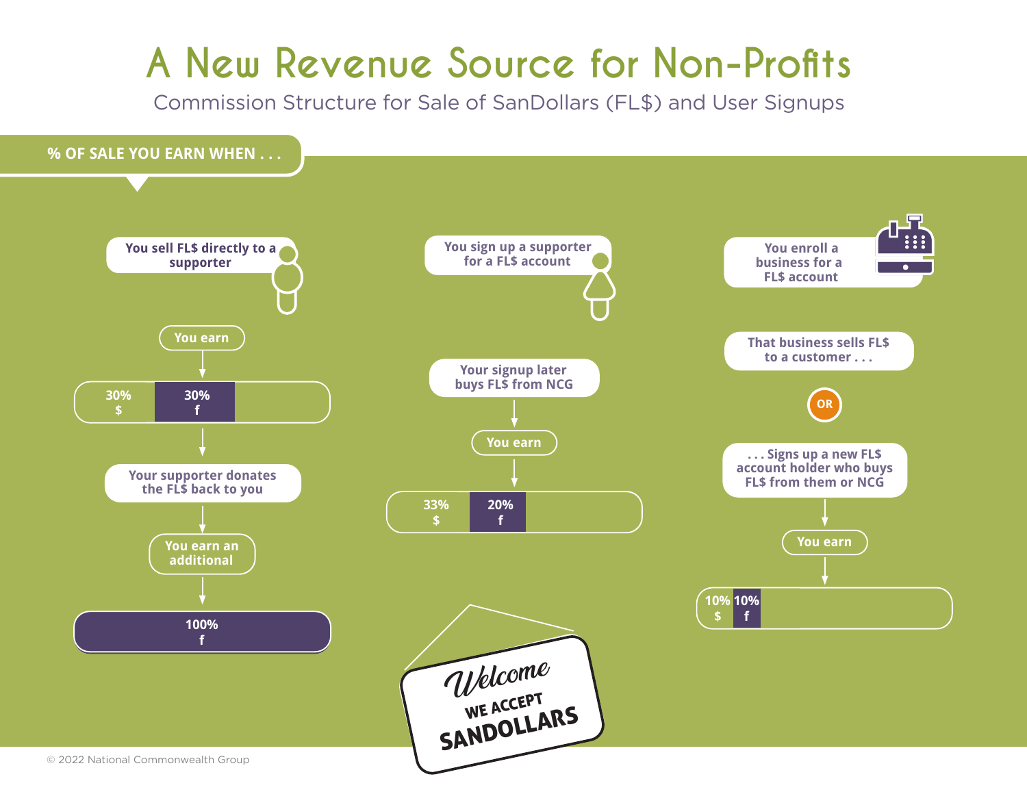# A New Revenue Source for Non-Profits

Commission Structure for Sale of SanDollars (FL$) and User Signups

**% OF SALE YOU EARN WHEN . . .**

**You sell FL$ directly to a supporter**

You earn

| 30% $ | 30% f |
|---|---|

Your supporter donates the FL$ back to you

You earn an additional

| 100% f |
|---|

**You sign up a supporter for a FL$ account**

Your signup later buys FL$ from NCG

You earn

| 33% $ | 20% f |
|---|---|

**You enroll a business for a FL$ account**

That business sells FL$ to a customer . . .

OR

. . . Signs up a new FL$ account holder who buys FL$ from them or NCG

You earn

| 10% $ | 10% f |
|---|---|

Welcome WE ACCEPT SANDOLLARS

© 2022 National Commonwealth Group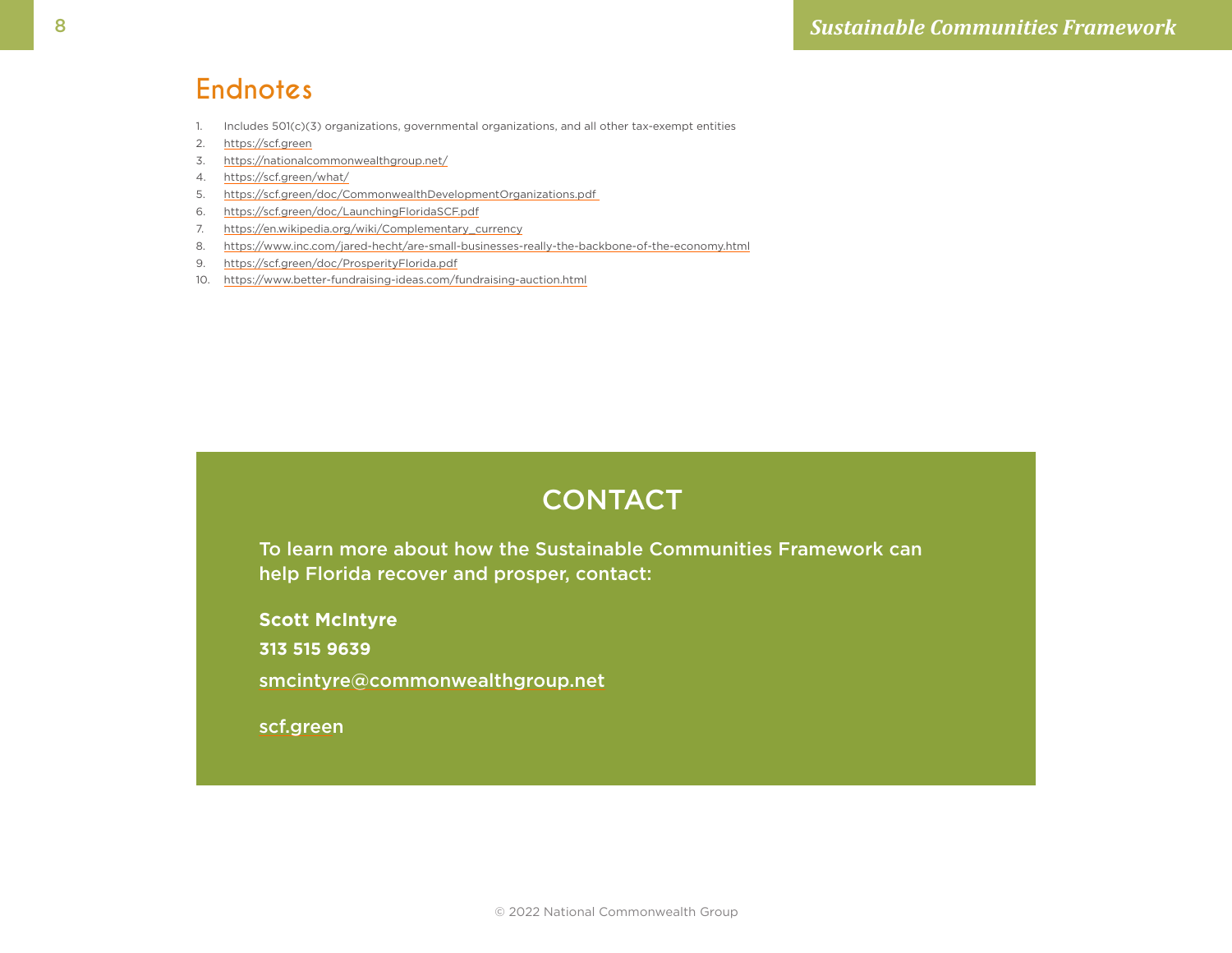## Endnotes

1. Includes 501(c)(3) organizations, governmental organizations, and all other tax-exempt entities
2. https://scf.green
3. https://nationalcommonwealthgroup.net/
4. https://scf.green/what/
5. https://scf.green/doc/CommonwealthDevelopmentOrganizations.pdf
6. https://scf.green/doc/LaunchingFloridaSCF.pdf
7. https://en.wikipedia.org/wiki/Complementary_currency
8. https://www.inc.com/jared-hecht/are-small-businesses-really-the-backbone-of-the-economy.html
9. https://scf.green/doc/ProsperityFlorida.pdf
10. https://www.better-fundraising-ideas.com/fundraising-auction.html

## CONTACT

To learn more about how the Sustainable Communities Framework can help Florida recover and prosper, contact:

**Scott McIntyre**

**313 515 9639**

smcintyre@commonwealthgroup.net

scf.green

© 2022 National Commonwealth Group